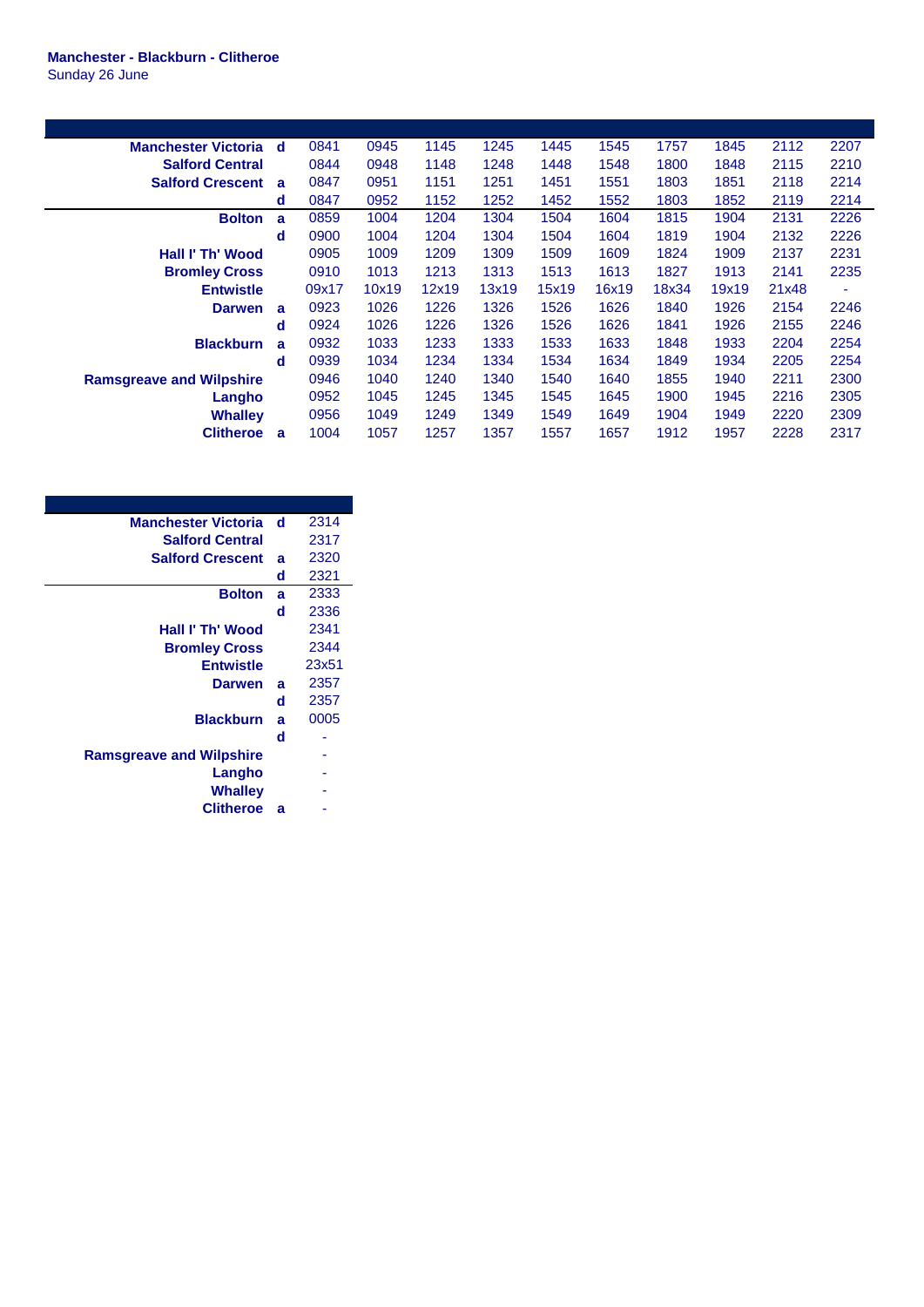**Manchester - Blackburn - Clitheroe**

Sunday 26 June

| | | | | | | | | | | | |
|---|---|---|---|---|---|---|---|---|---|---|---|
| **Manchester Victoria** | **d** | 0841 | 0945 | 1145 | 1245 | 1445 | 1545 | 1757 | 1845 | 2112 | 2207 |
| **Salford Central** | | 0844 | 0948 | 1148 | 1248 | 1448 | 1548 | 1800 | 1848 | 2115 | 2210 |
| **Salford Crescent** | **a** | 0847 | 0951 | 1151 | 1251 | 1451 | 1551 | 1803 | 1851 | 2118 | 2214 |
| | **d** | 0847 | 0952 | 1152 | 1252 | 1452 | 1552 | 1803 | 1852 | 2119 | 2214 |
| **Bolton** | **a** | 0859 | 1004 | 1204 | 1304 | 1504 | 1604 | 1815 | 1904 | 2131 | 2226 |
| | **d** | 0900 | 1004 | 1204 | 1304 | 1504 | 1604 | 1819 | 1904 | 2132 | 2226 |
| **Hall I' Th' Wood** | | 0905 | 1009 | 1209 | 1309 | 1509 | 1609 | 1824 | 1909 | 2137 | 2231 |
| **Bromley Cross** | | 0910 | 1013 | 1213 | 1313 | 1513 | 1613 | 1827 | 1913 | 2141 | 2235 |
| **Entwistle** | | 09x17 | 10x19 | 12x19 | 13x19 | 15x19 | 16x19 | 18x34 | 19x19 | 21x48 | - |
| **Darwen** | **a** | 0923 | 1026 | 1226 | 1326 | 1526 | 1626 | 1840 | 1926 | 2154 | 2246 |
| | **d** | 0924 | 1026 | 1226 | 1326 | 1526 | 1626 | 1841 | 1926 | 2155 | 2246 |
| **Blackburn** | **a** | 0932 | 1033 | 1233 | 1333 | 1533 | 1633 | 1848 | 1933 | 2204 | 2254 |
| | **d** | 0939 | 1034 | 1234 | 1334 | 1534 | 1634 | 1849 | 1934 | 2205 | 2254 |
| **Ramsgreave and Wilpshire** | | 0946 | 1040 | 1240 | 1340 | 1540 | 1640 | 1855 | 1940 | 2211 | 2300 |
| **Langho** | | 0952 | 1045 | 1245 | 1345 | 1545 | 1645 | 1900 | 1945 | 2216 | 2305 |
| **Whalley** | | 0956 | 1049 | 1249 | 1349 | 1549 | 1649 | 1904 | 1949 | 2220 | 2309 |
| **Clitheroe** | **a** | 1004 | 1057 | 1257 | 1357 | 1557 | 1657 | 1912 | 1957 | 2228 | 2317 |

| | | |
|---|---|---|
| **Manchester Victoria** | **d** | 2314 |
| **Salford Central** | | 2317 |
| **Salford Crescent** | **a** | 2320 |
| | **d** | 2321 |
| **Bolton** | **a** | 2333 |
| | **d** | 2336 |
| **Hall I' Th' Wood** | | 2341 |
| **Bromley Cross** | | 2344 |
| **Entwistle** | | 23x51 |
| **Darwen** | **a** | 2357 |
| | **d** | 2357 |
| **Blackburn** | **a** | 0005 |
| | **d** | - |
| **Ramsgreave and Wilpshire** | | - |
| **Langho** | | - |
| **Whalley** | | - |
| **Clitheroe** | **a** | - |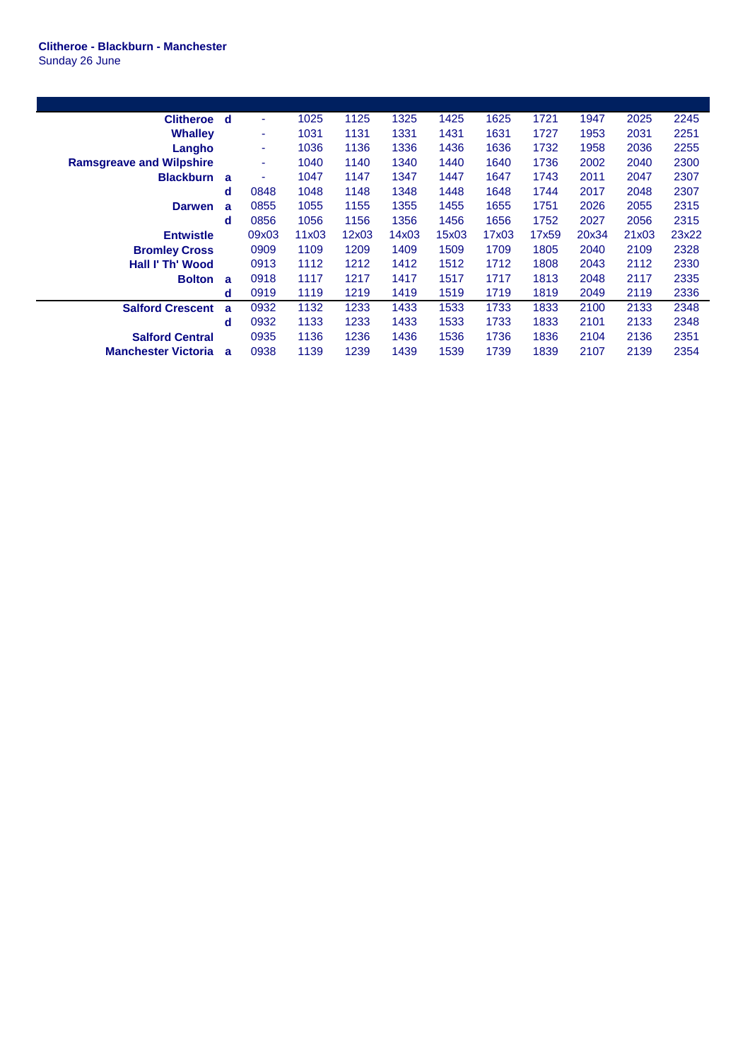**Clitheroe - Blackburn - Manchester**
Sunday 26 June

| | | | | | | | | | | | |
|---|---|---|---|---|---|---|---|---|---|---|---|
| **Clitheroe** | **d** | - | 1025 | 1125 | 1325 | 1425 | 1625 | 1721 | 1947 | 2025 | 2245 |
| **Whalley** | | - | 1031 | 1131 | 1331 | 1431 | 1631 | 1727 | 1953 | 2031 | 2251 |
| **Langho** | | - | 1036 | 1136 | 1336 | 1436 | 1636 | 1732 | 1958 | 2036 | 2255 |
| **Ramsgreave and Wilpshire** | | - | 1040 | 1140 | 1340 | 1440 | 1640 | 1736 | 2002 | 2040 | 2300 |
| **Blackburn** | **a** | - | 1047 | 1147 | 1347 | 1447 | 1647 | 1743 | 2011 | 2047 | 2307 |
| | **d** | 0848 | 1048 | 1148 | 1348 | 1448 | 1648 | 1744 | 2017 | 2048 | 2307 |
| **Darwen** | **a** | 0855 | 1055 | 1155 | 1355 | 1455 | 1655 | 1751 | 2026 | 2055 | 2315 |
| | **d** | 0856 | 1056 | 1156 | 1356 | 1456 | 1656 | 1752 | 2027 | 2056 | 2315 |
| **Entwistle** | | 09x03 | 11x03 | 12x03 | 14x03 | 15x03 | 17x03 | 17x59 | 20x34 | 21x03 | 23x22 |
| **Bromley Cross** | | 0909 | 1109 | 1209 | 1409 | 1509 | 1709 | 1805 | 2040 | 2109 | 2328 |
| **Hall I' Th' Wood** | | 0913 | 1112 | 1212 | 1412 | 1512 | 1712 | 1808 | 2043 | 2112 | 2330 |
| **Bolton** | **a** | 0918 | 1117 | 1217 | 1417 | 1517 | 1717 | 1813 | 2048 | 2117 | 2335 |
| | **d** | 0919 | 1119 | 1219 | 1419 | 1519 | 1719 | 1819 | 2049 | 2119 | 2336 |
| **Salford Crescent** | **a** | 0932 | 1132 | 1233 | 1433 | 1533 | 1733 | 1833 | 2100 | 2133 | 2348 |
| | **d** | 0932 | 1133 | 1233 | 1433 | 1533 | 1733 | 1833 | 2101 | 2133 | 2348 |
| **Salford Central** | | 0935 | 1136 | 1236 | 1436 | 1536 | 1736 | 1836 | 2104 | 2136 | 2351 |
| **Manchester Victoria** | **a** | 0938 | 1139 | 1239 | 1439 | 1539 | 1739 | 1839 | 2107 | 2139 | 2354 |